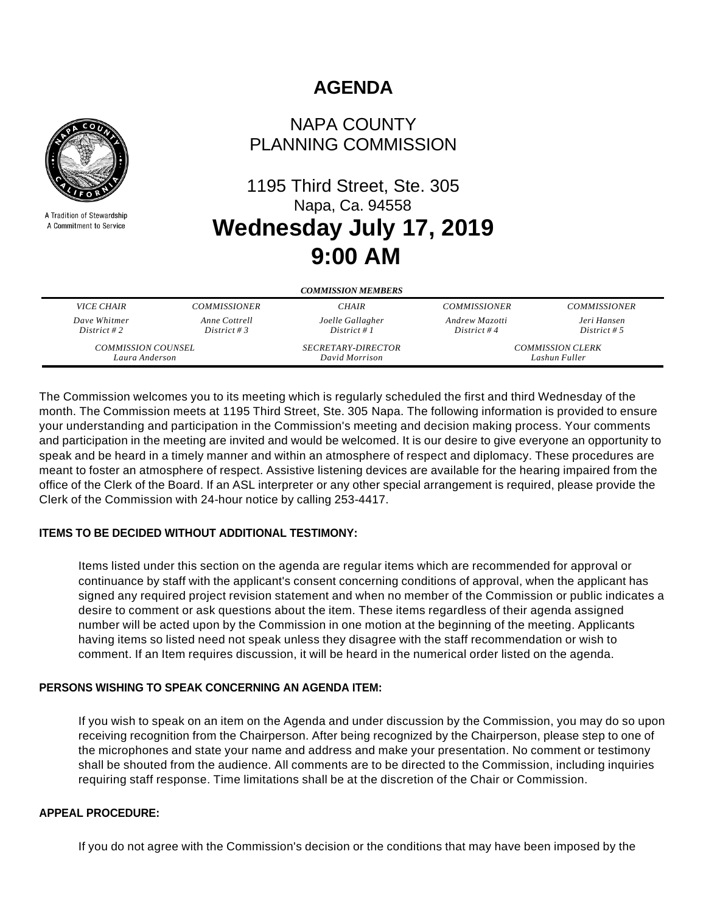# AGENDA

A Tradition of Stewardship
A Commitment to Service

## NAPA COUNTY PLANNING COMMISSION

1195 Third Street, Ste. 305
Napa, Ca. 94558

## Wednesday July 17, 2019
## 9:00 AM

***COMMISSION MEMBERS***

| *VICE CHAIR* | *COMMISSIONER* | *CHAIR* | *COMMISSIONER* | *COMMISSIONER* |
|---|---|---|---|---|
| *Dave Whitmer District # 2* | *Anne Cottrell District # 3* | *Joelle Gallagher District # 1* | *Andrew Mazotti District # 4* | *Jeri Hansen District # 5* |

| *COMMISSION COUNSEL* | *SECRETARY-DIRECTOR* | *COMMISSION CLERK* |
|---|---|---|
| *Laura Anderson* | *David Morrison* | *Lashun Fuller* |

The Commission welcomes you to its meeting which is regularly scheduled the first and third Wednesday of the month. The Commission meets at 1195 Third Street, Ste. 305 Napa. The following information is provided to ensure your understanding and participation in the Commission's meeting and decision making process. Your comments and participation in the meeting are invited and would be welcomed. It is our desire to give everyone an opportunity to speak and be heard in a timely manner and within an atmosphere of respect and diplomacy. These procedures are meant to foster an atmosphere of respect. Assistive listening devices are available for the hearing impaired from the office of the Clerk of the Board. If an ASL interpreter or any other special arrangement is required, please provide the Clerk of the Commission with 24-hour notice by calling 253-4417.

**ITEMS TO BE DECIDED WITHOUT ADDITIONAL TESTIMONY:**

Items listed under this section on the agenda are regular items which are recommended for approval or continuance by staff with the applicant's consent concerning conditions of approval, when the applicant has signed any required project revision statement and when no member of the Commission or public indicates a desire to comment or ask questions about the item. These items regardless of their agenda assigned number will be acted upon by the Commission in one motion at the beginning of the meeting. Applicants having items so listed need not speak unless they disagree with the staff recommendation or wish to comment. If an Item requires discussion, it will be heard in the numerical order listed on the agenda.

**PERSONS WISHING TO SPEAK CONCERNING AN AGENDA ITEM:**

If you wish to speak on an item on the Agenda and under discussion by the Commission, you may do so upon receiving recognition from the Chairperson. After being recognized by the Chairperson, please step to one of the microphones and state your name and address and make your presentation. No comment or testimony shall be shouted from the audience. All comments are to be directed to the Commission, including inquiries requiring staff response. Time limitations shall be at the discretion of the Chair or Commission.

**APPEAL PROCEDURE:**

If you do not agree with the Commission's decision or the conditions that may have been imposed by the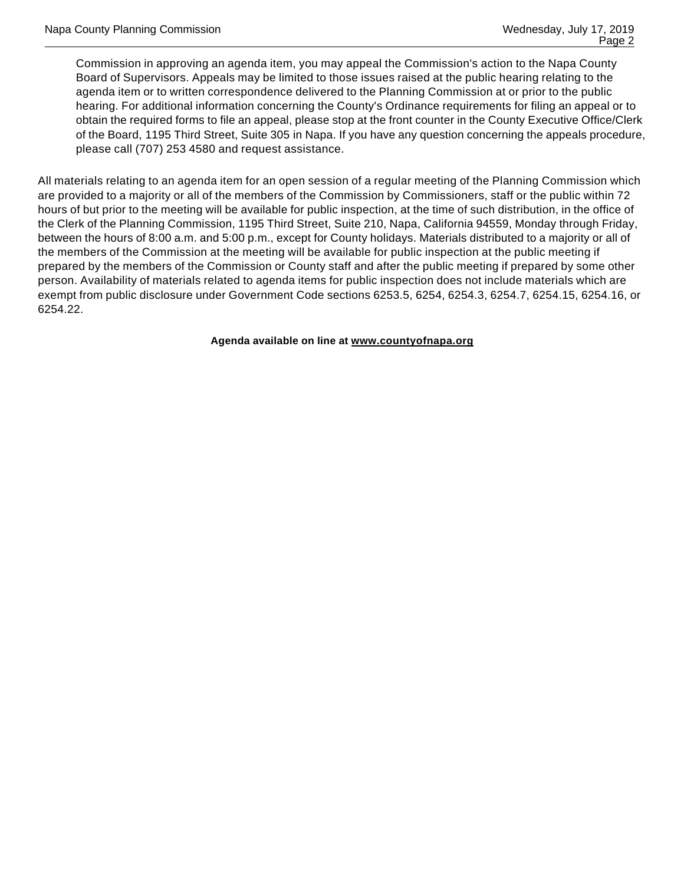Commission in approving an agenda item, you may appeal the Commission's action to the Napa County Board of Supervisors. Appeals may be limited to those issues raised at the public hearing relating to the agenda item or to written correspondence delivered to the Planning Commission at or prior to the public hearing. For additional information concerning the County's Ordinance requirements for filing an appeal or to obtain the required forms to file an appeal, please stop at the front counter in the County Executive Office/Clerk of the Board, 1195 Third Street, Suite 305 in Napa. If you have any question concerning the appeals procedure, please call (707) 253 4580 and request assistance.

All materials relating to an agenda item for an open session of a regular meeting of the Planning Commission which are provided to a majority or all of the members of the Commission by Commissioners, staff or the public within 72 hours of but prior to the meeting will be available for public inspection, at the time of such distribution, in the office of the Clerk of the Planning Commission, 1195 Third Street, Suite 210, Napa, California 94559, Monday through Friday, between the hours of 8:00 a.m. and 5:00 p.m., except for County holidays. Materials distributed to a majority or all of the members of the Commission at the meeting will be available for public inspection at the public meeting if prepared by the members of the Commission or County staff and after the public meeting if prepared by some other person. Availability of materials related to agenda items for public inspection does not include materials which are exempt from public disclosure under Government Code sections 6253.5, 6254, 6254.3, 6254.7, 6254.15, 6254.16, or 6254.22.

**Agenda available on line at www.countyofnapa.org**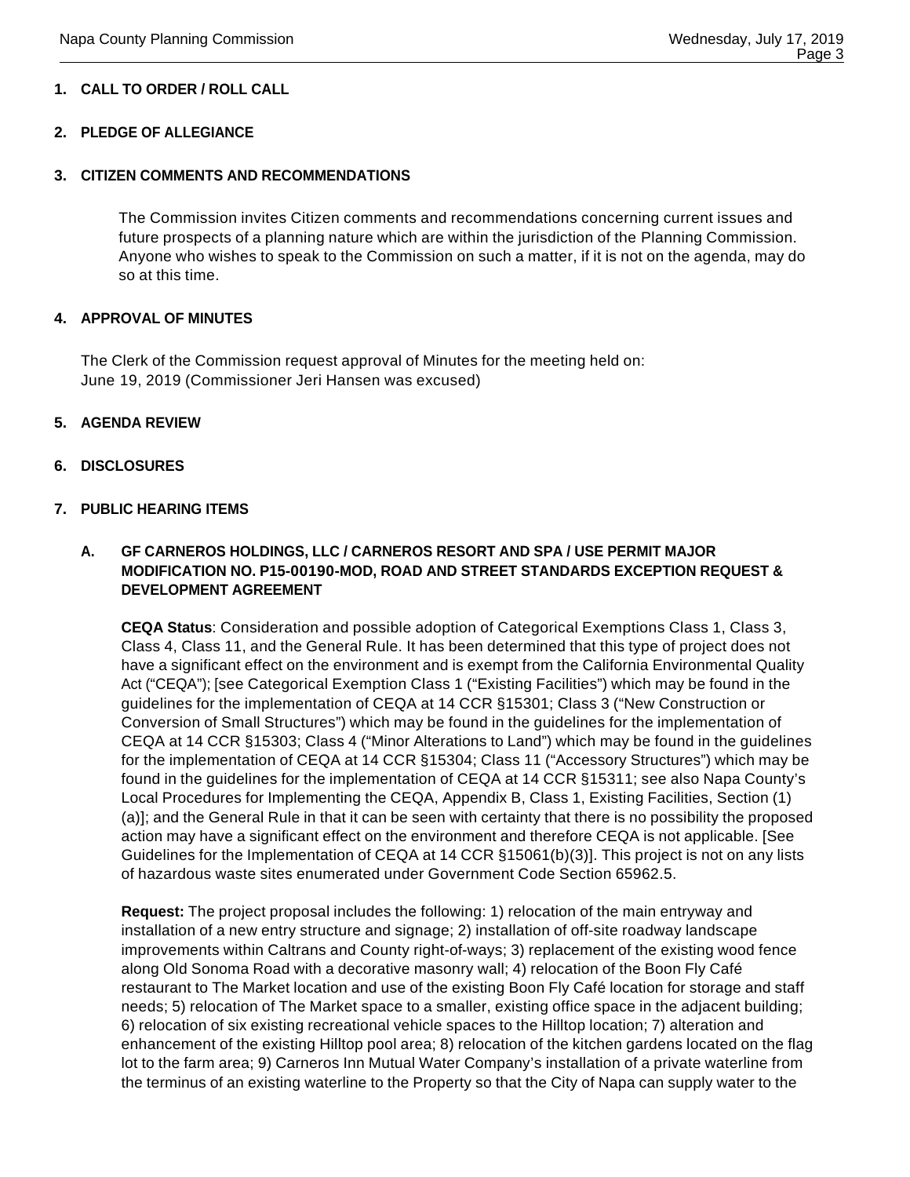**1. CALL TO ORDER / ROLL CALL**

**2. PLEDGE OF ALLEGIANCE**

**3. CITIZEN COMMENTS AND RECOMMENDATIONS**

The Commission invites Citizen comments and recommendations concerning current issues and future prospects of a planning nature which are within the jurisdiction of the Planning Commission. Anyone who wishes to speak to the Commission on such a matter, if it is not on the agenda, may do so at this time.

**4. APPROVAL OF MINUTES**

The Clerk of the Commission request approval of Minutes for the meeting held on:
June 19, 2019 (Commissioner Jeri Hansen was excused)

**5. AGENDA REVIEW**

**6. DISCLOSURES**

**7. PUBLIC HEARING ITEMS**

**A. GF CARNEROS HOLDINGS, LLC / CARNEROS RESORT AND SPA / USE PERMIT MAJOR MODIFICATION NO. P15-00190-MOD, ROAD AND STREET STANDARDS EXCEPTION REQUEST & DEVELOPMENT AGREEMENT**

**CEQA Status**: Consideration and possible adoption of Categorical Exemptions Class 1, Class 3, Class 4, Class 11, and the General Rule. It has been determined that this type of project does not have a significant effect on the environment and is exempt from the California Environmental Quality Act ("CEQA"); [see Categorical Exemption Class 1 ("Existing Facilities") which may be found in the guidelines for the implementation of CEQA at 14 CCR §15301; Class 3 ("New Construction or Conversion of Small Structures") which may be found in the guidelines for the implementation of CEQA at 14 CCR §15303; Class 4 ("Minor Alterations to Land") which may be found in the guidelines for the implementation of CEQA at 14 CCR §15304; Class 11 ("Accessory Structures") which may be found in the guidelines for the implementation of CEQA at 14 CCR §15311; see also Napa County's Local Procedures for Implementing the CEQA, Appendix B, Class 1, Existing Facilities, Section (1)(a)]; and the General Rule in that it can be seen with certainty that there is no possibility the proposed action may have a significant effect on the environment and therefore CEQA is not applicable. [See Guidelines for the Implementation of CEQA at 14 CCR §15061(b)(3)]. This project is not on any lists of hazardous waste sites enumerated under Government Code Section 65962.5.

**Request:** The project proposal includes the following: 1) relocation of the main entryway and installation of a new entry structure and signage; 2) installation of off-site roadway landscape improvements within Caltrans and County right-of-ways; 3) replacement of the existing wood fence along Old Sonoma Road with a decorative masonry wall; 4) relocation of the Boon Fly Café restaurant to The Market location and use of the existing Boon Fly Café location for storage and staff needs; 5) relocation of The Market space to a smaller, existing office space in the adjacent building; 6) relocation of six existing recreational vehicle spaces to the Hilltop location; 7) alteration and enhancement of the existing Hilltop pool area; 8) relocation of the kitchen gardens located on the flag lot to the farm area; 9) Carneros Inn Mutual Water Company's installation of a private waterline from the terminus of an existing waterline to the Property so that the City of Napa can supply water to the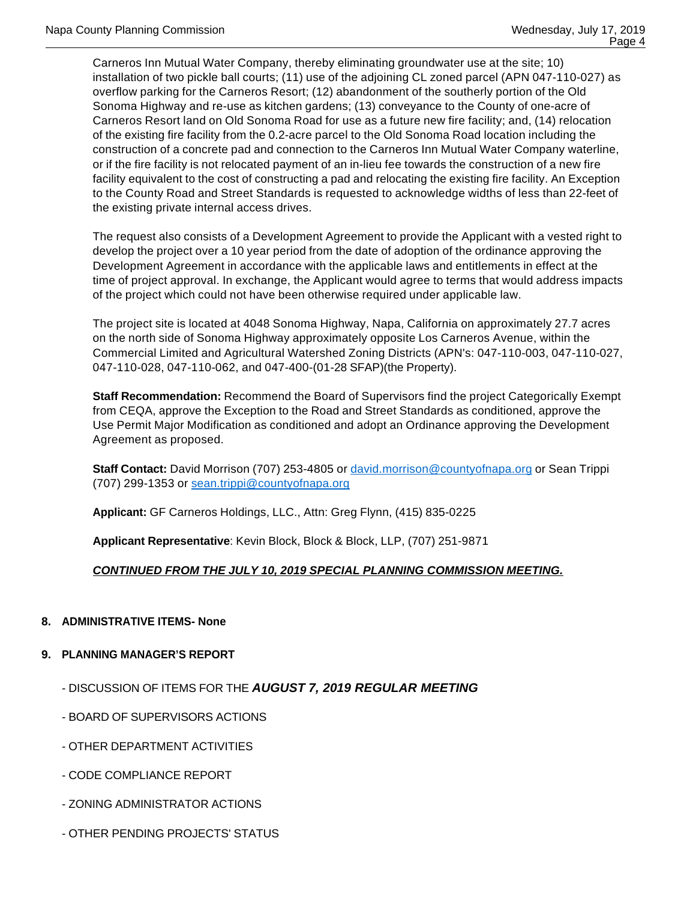Carneros Inn Mutual Water Company, thereby eliminating groundwater use at the site; 10) installation of two pickle ball courts; (11) use of the adjoining CL zoned parcel (APN 047-110-027) as overflow parking for the Carneros Resort; (12) abandonment of the southerly portion of the Old Sonoma Highway and re-use as kitchen gardens; (13) conveyance to the County of one-acre of Carneros Resort land on Old Sonoma Road for use as a future new fire facility; and, (14) relocation of the existing fire facility from the 0.2-acre parcel to the Old Sonoma Road location including the construction of a concrete pad and connection to the Carneros Inn Mutual Water Company waterline, or if the fire facility is not relocated payment of an in-lieu fee towards the construction of a new fire facility equivalent to the cost of constructing a pad and relocating the existing fire facility. An Exception to the County Road and Street Standards is requested to acknowledge widths of less than 22-feet of the existing private internal access drives.

The request also consists of a Development Agreement to provide the Applicant with a vested right to develop the project over a 10 year period from the date of adoption of the ordinance approving the Development Agreement in accordance with the applicable laws and entitlements in effect at the time of project approval. In exchange, the Applicant would agree to terms that would address impacts of the project which could not have been otherwise required under applicable law.

The project site is located at 4048 Sonoma Highway, Napa, California on approximately 27.7 acres on the north side of Sonoma Highway approximately opposite Los Carneros Avenue, within the Commercial Limited and Agricultural Watershed Zoning Districts (APN's: 047-110-003, 047-110-027, 047-110-028, 047-110-062, and 047-400-(01-28 SFAP)(the Property).

**Staff Recommendation:** Recommend the Board of Supervisors find the project Categorically Exempt from CEQA, approve the Exception to the Road and Street Standards as conditioned, approve the Use Permit Major Modification as conditioned and adopt an Ordinance approving the Development Agreement as proposed.

**Staff Contact:** David Morrison (707) 253-4805 or david.morrison@countyofnapa.org or Sean Trippi (707) 299-1353 or sean.trippi@countyofnapa.org

**Applicant:** GF Carneros Holdings, LLC., Attn: Greg Flynn, (415) 835-0225

**Applicant Representative**: Kevin Block, Block & Block, LLP, (707) 251-9871

***CONTINUED FROM THE JULY 10, 2019 SPECIAL PLANNING COMMISSION MEETING.***

**8. ADMINISTRATIVE ITEMS- None**

**9. PLANNING MANAGER'S REPORT**

- DISCUSSION OF ITEMS FOR THE ***AUGUST 7, 2019 REGULAR MEETING***
- BOARD OF SUPERVISORS ACTIONS
- OTHER DEPARTMENT ACTIVITIES
- CODE COMPLIANCE REPORT
- ZONING ADMINISTRATOR ACTIONS
- OTHER PENDING PROJECTS' STATUS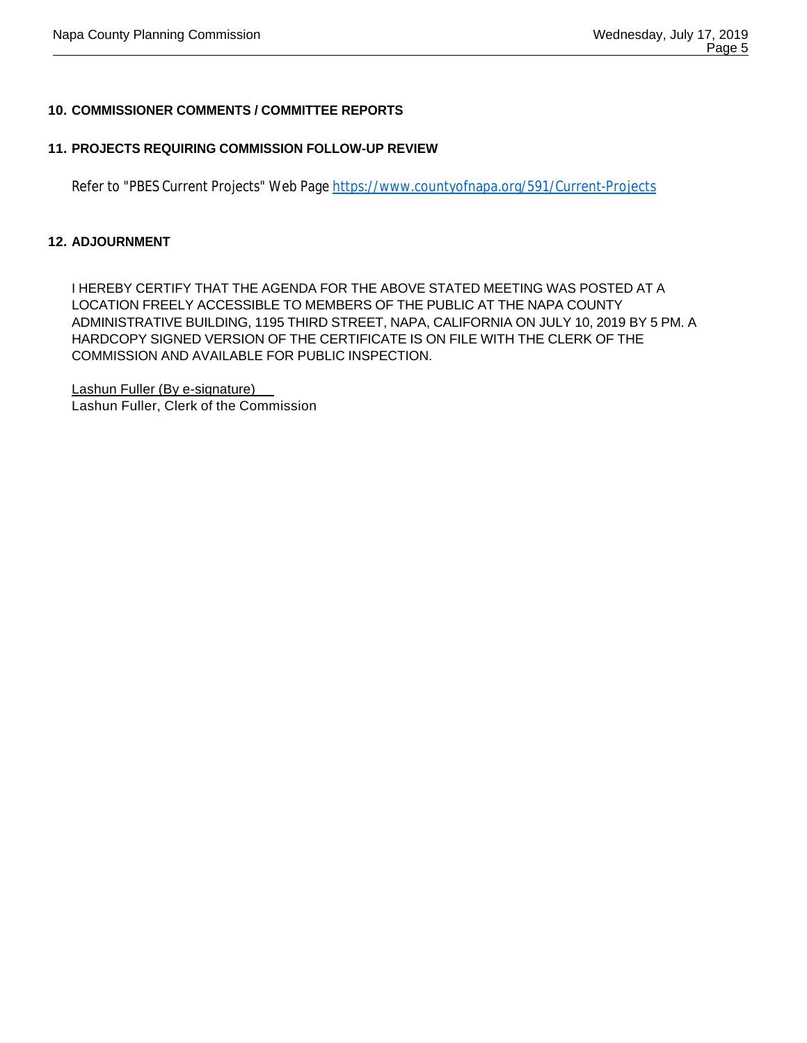## 10. COMMISSIONER COMMENTS / COMMITTEE REPORTS

## 11. PROJECTS REQUIRING COMMISSION FOLLOW-UP REVIEW

Refer to "PBES Current Projects" Web Page [https://www.countyofnapa.org/591/Current-Projects](https://www.countyofnapa.org/591/Current-Projects)

## 12. ADJOURNMENT

I HEREBY CERTIFY THAT THE AGENDA FOR THE ABOVE STATED MEETING WAS POSTED AT A LOCATION FREELY ACCESSIBLE TO MEMBERS OF THE PUBLIC AT THE NAPA COUNTY ADMINISTRATIVE BUILDING, 1195 THIRD STREET, NAPA, CALIFORNIA ON JULY 10, 2019 BY 5 PM. A HARDCOPY SIGNED VERSION OF THE CERTIFICATE IS ON FILE WITH THE CLERK OF THE COMMISSION AND AVAILABLE FOR PUBLIC INSPECTION.

Lashun Fuller (By e-signature)
Lashun Fuller, Clerk of the Commission